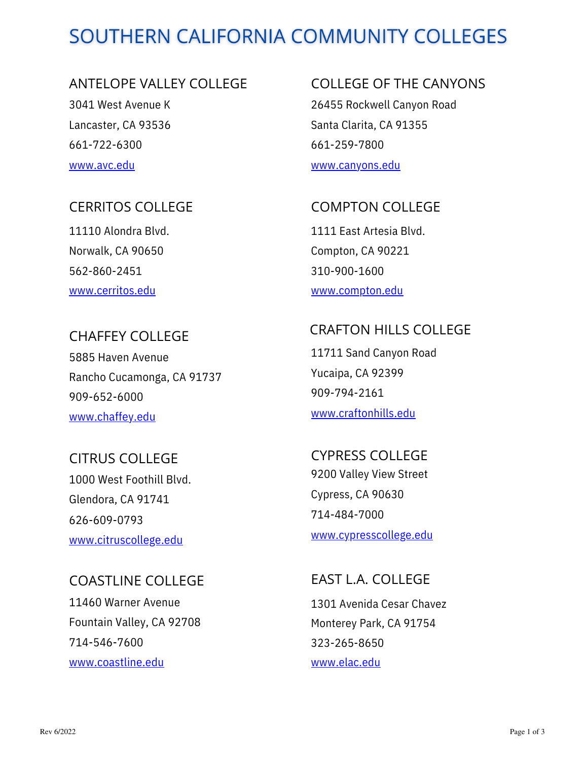# SOUTHERN CALIFORNIA COMMUNITY COLLEGES

## ANTELOPE VALLEY COLLEGE

3041 West Avenue K
Lancaster, CA 93536
661-722-6300
www.avc.edu

## CERRITOS COLLEGE

11110 Alondra Blvd.
Norwalk, CA 90650
562-860-2451
www.cerritos.edu

## CHAFFEY COLLEGE

5885 Haven Avenue
Rancho Cucamonga, CA 91737
909-652-6000
www.chaffey.edu

## CITRUS COLLEGE

1000 West Foothill Blvd.
Glendora, CA 91741
626-609-0793
www.citruscollege.edu

## COASTLINE COLLEGE

11460 Warner Avenue
Fountain Valley, CA 92708
714-546-7600
www.coastline.edu

## COLLEGE OF THE CANYONS

26455 Rockwell Canyon Road
Santa Clarita, CA 91355
661-259-7800
www.canyons.edu

## COMPTON COLLEGE

1111 East Artesia Blvd.
Compton, CA 90221
310-900-1600
www.compton.edu

## CRAFTON HILLS COLLEGE

11711 Sand Canyon Road
Yucaipa, CA 92399
909-794-2161
www.craftonhills.edu

## CYPRESS COLLEGE

9200 Valley View Street
Cypress, CA 90630
714-484-7000
www.cypresscollege.edu

## EAST L.A. COLLEGE

1301 Avenida Cesar Chavez
Monterey Park, CA 91754
323-265-8650
www.elac.edu

Rev 6/2022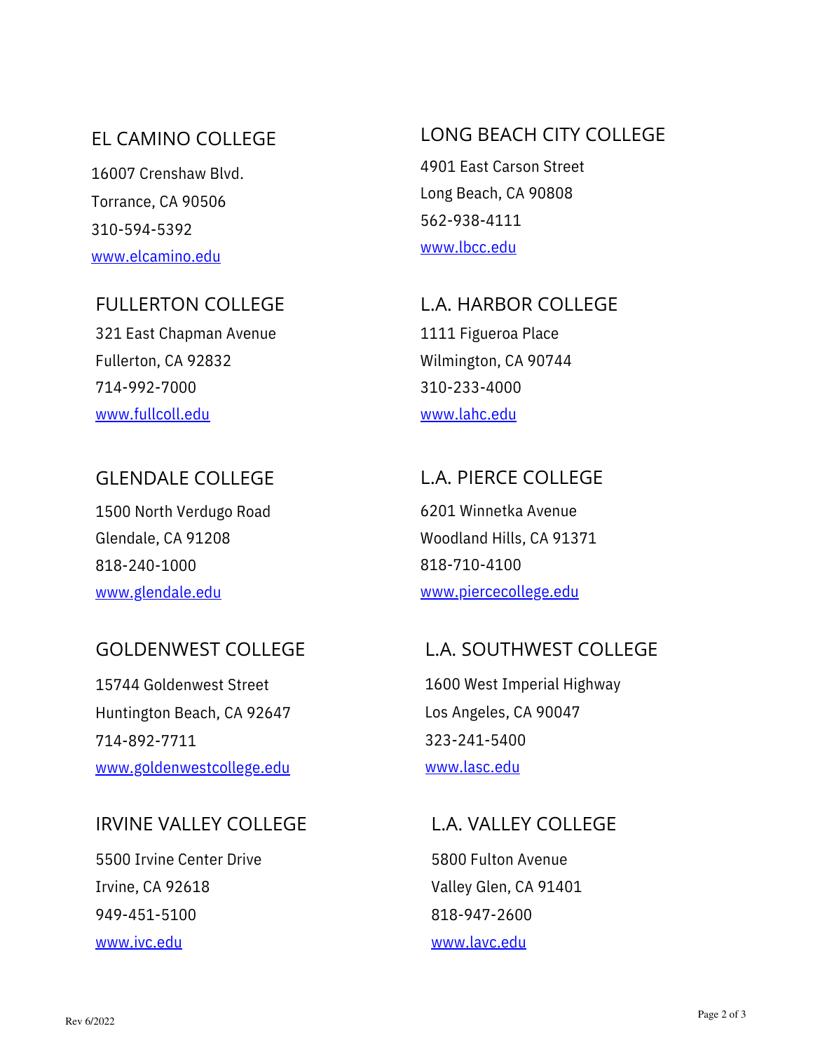## EL CAMINO COLLEGE

16007 Crenshaw Blvd.
Torrance, CA 90506
310-594-5392
www.elcamino.edu

## FULLERTON COLLEGE

321 East Chapman Avenue
Fullerton, CA 92832
714-992-7000
www.fullcoll.edu

## GLENDALE COLLEGE

1500 North Verdugo Road
Glendale, CA 91208
818-240-1000
www.glendale.edu

## GOLDENWEST COLLEGE

15744 Goldenwest Street
Huntington Beach, CA 92647
714-892-7711
www.goldenwestcollege.edu

## IRVINE VALLEY COLLEGE

5500 Irvine Center Drive
Irvine, CA 92618
949-451-5100
www.ivc.edu

## LONG BEACH CITY COLLEGE

4901 East Carson Street
Long Beach, CA 90808
562-938-4111
www.lbcc.edu

## L.A. HARBOR COLLEGE

1111 Figueroa Place
Wilmington, CA 90744
310-233-4000
www.lahc.edu

## L.A. PIERCE COLLEGE

6201 Winnetka Avenue
Woodland Hills, CA 91371
818-710-4100
www.piercecollege.edu

## L.A. SOUTHWEST COLLEGE

1600 West Imperial Highway
Los Angeles, CA 90047
323-241-5400
www.lasc.edu

## L.A. VALLEY COLLEGE

5800 Fulton Avenue
Valley Glen, CA 91401
818-947-2600
www.lavc.edu

Rev 6/2022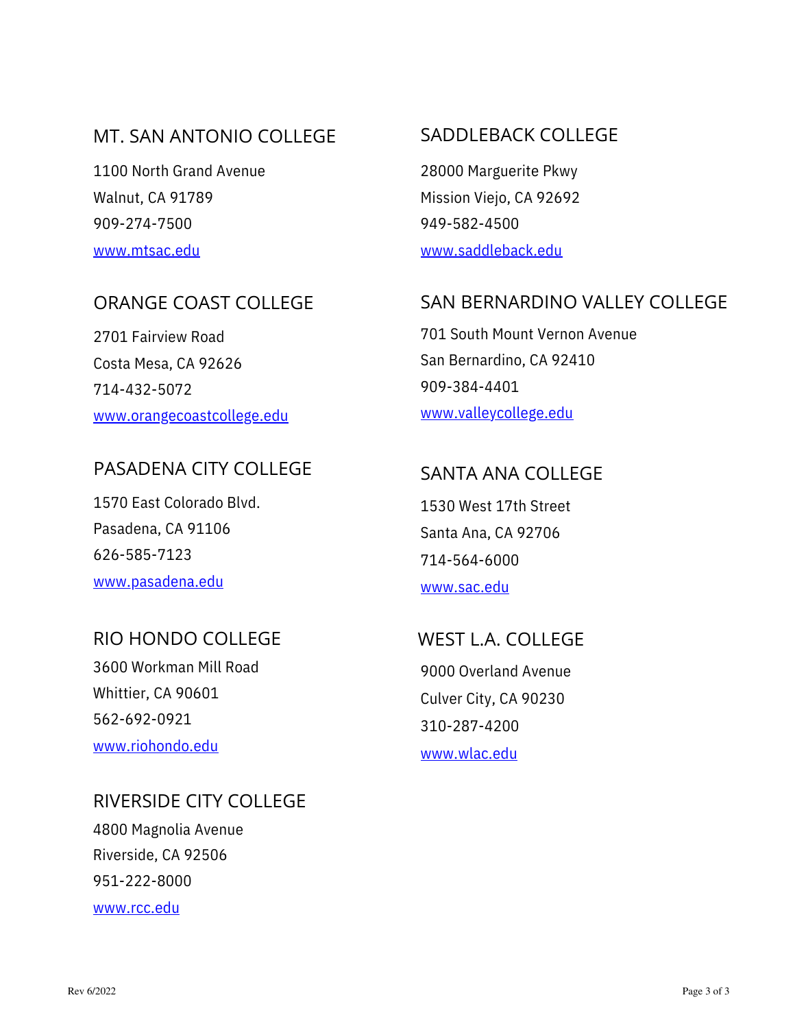## MT. SAN ANTONIO COLLEGE

1100 North Grand Avenue
Walnut, CA 91789
909-274-7500
www.mtsac.edu

## ORANGE COAST COLLEGE

2701 Fairview Road
Costa Mesa, CA 92626
714-432-5072
www.orangecoastcollege.edu

## PASADENA CITY COLLEGE

1570 East Colorado Blvd.
Pasadena, CA 91106
626-585-7123
www.pasadena.edu

## RIO HONDO COLLEGE

3600 Workman Mill Road
Whittier, CA 90601
562-692-0921
www.riohondo.edu

## RIVERSIDE CITY COLLEGE

4800 Magnolia Avenue
Riverside, CA 92506
951-222-8000
www.rcc.edu

## SADDLEBACK COLLEGE

28000 Marguerite Pkwy
Mission Viejo, CA 92692
949-582-4500
www.saddleback.edu

## SAN BERNARDINO VALLEY COLLEGE

701 South Mount Vernon Avenue
San Bernardino, CA 92410
909-384-4401
www.valleycollege.edu

## SANTA ANA COLLEGE

1530 West 17th Street
Santa Ana, CA 92706
714-564-6000
www.sac.edu

## WEST L.A. COLLEGE

9000 Overland Avenue
Culver City, CA 90230
310-287-4200
www.wlac.edu

Rev 6/2022